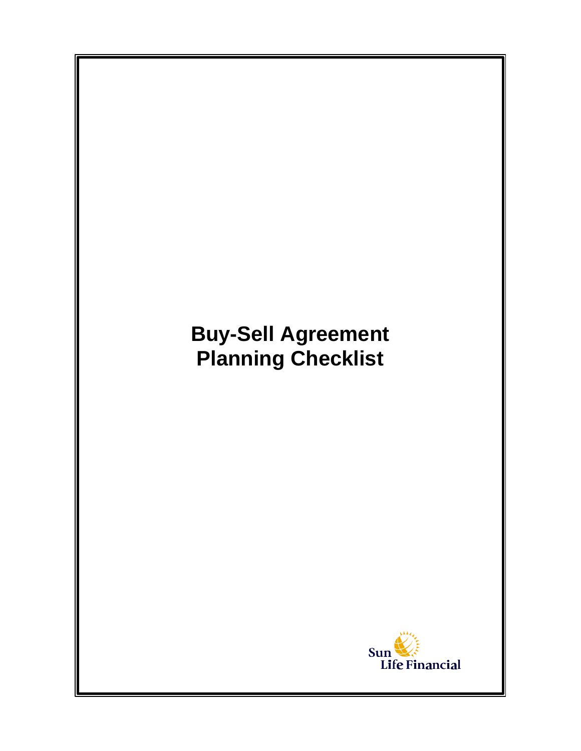# Buy-Sell Agreement Planning Checklist

Sun Life Financial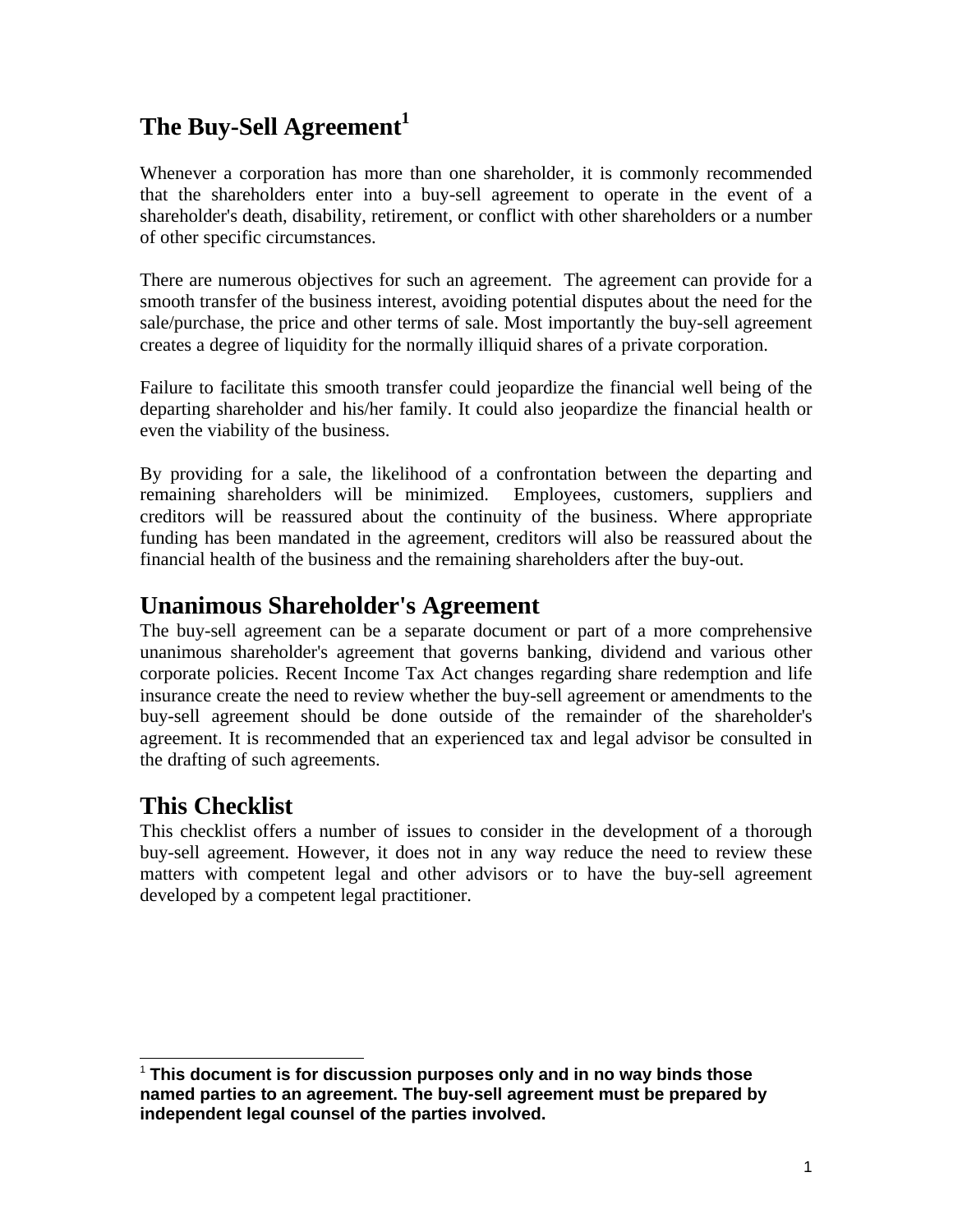# The Buy-Sell Agreement[1]

Whenever a corporation has more than one shareholder, it is commonly recommended that the shareholders enter into a buy-sell agreement to operate in the event of a shareholder's death, disability, retirement, or conflict with other shareholders or a number of other specific circumstances.

There are numerous objectives for such an agreement. The agreement can provide for a smooth transfer of the business interest, avoiding potential disputes about the need for the sale/purchase, the price and other terms of sale. Most importantly the buy-sell agreement creates a degree of liquidity for the normally illiquid shares of a private corporation.

Failure to facilitate this smooth transfer could jeopardize the financial well being of the departing shareholder and his/her family. It could also jeopardize the financial health or even the viability of the business.

By providing for a sale, the likelihood of a confrontation between the departing and remaining shareholders will be minimized. Employees, customers, suppliers and creditors will be reassured about the continuity of the business. Where appropriate funding has been mandated in the agreement, creditors will also be reassured about the financial health of the business and the remaining shareholders after the buy-out.

## Unanimous Shareholder's Agreement

The buy-sell agreement can be a separate document or part of a more comprehensive unanimous shareholder's agreement that governs banking, dividend and various other corporate policies. Recent Income Tax Act changes regarding share redemption and life insurance create the need to review whether the buy-sell agreement or amendments to the buy-sell agreement should be done outside of the remainder of the shareholder's agreement. It is recommended that an experienced tax and legal advisor be consulted in the drafting of such agreements.

## This Checklist

This checklist offers a number of issues to consider in the development of a thorough buy-sell agreement. However, it does not in any way reduce the need to review these matters with competent legal and other advisors or to have the buy-sell agreement developed by a competent legal practitioner.

---

[1] **This document is for discussion purposes only and in no way binds those named parties to an agreement. The buy-sell agreement must be prepared by independent legal counsel of the parties involved.**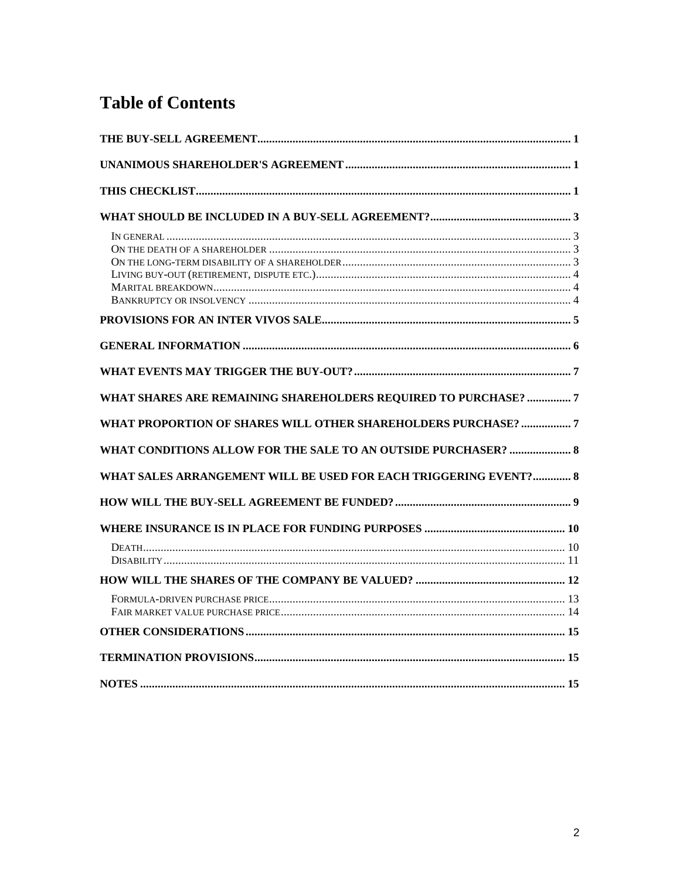# Table of Contents

**THE BUY-SELL AGREEMENT** .......... 1

**UNANIMOUS SHAREHOLDER'S AGREEMENT** .......... 1

**THIS CHECKLIST** .......... 1

**WHAT SHOULD BE INCLUDED IN A BUY-SELL AGREEMENT?** .......... 3

- In general .......... 3
- On the death of a shareholder .......... 3
- On the long-term disability of a shareholder .......... 3
- Living buy-out (retirement, dispute etc.) .......... 4
- Marital breakdown .......... 4
- Bankruptcy or insolvency .......... 4

**PROVISIONS FOR AN INTER VIVOS SALE** .......... 5

**GENERAL INFORMATION** .......... 6

**WHAT EVENTS MAY TRIGGER THE BUY-OUT?** .......... 7

**WHAT SHARES ARE REMAINING SHAREHOLDERS REQUIRED TO PURCHASE?** .......... 7

**WHAT PROPORTION OF SHARES WILL OTHER SHAREHOLDERS PURCHASE?** .......... 7

**WHAT CONDITIONS ALLOW FOR THE SALE TO AN OUTSIDE PURCHASER?** .......... 8

**WHAT SALES ARRANGEMENT WILL BE USED FOR EACH TRIGGERING EVENT?** .......... 8

**HOW WILL THE BUY-SELL AGREEMENT BE FUNDED?** .......... 9

**WHERE INSURANCE IS IN PLACE FOR FUNDING PURPOSES** .......... 10

- Death .......... 10
- Disability .......... 11

**HOW WILL THE SHARES OF THE COMPANY BE VALUED?** .......... 12

- Formula-driven purchase price .......... 13
- Fair market value purchase price .......... 14

**OTHER CONSIDERATIONS** .......... 15

**TERMINATION PROVISIONS** .......... 15

**NOTES** .......... 15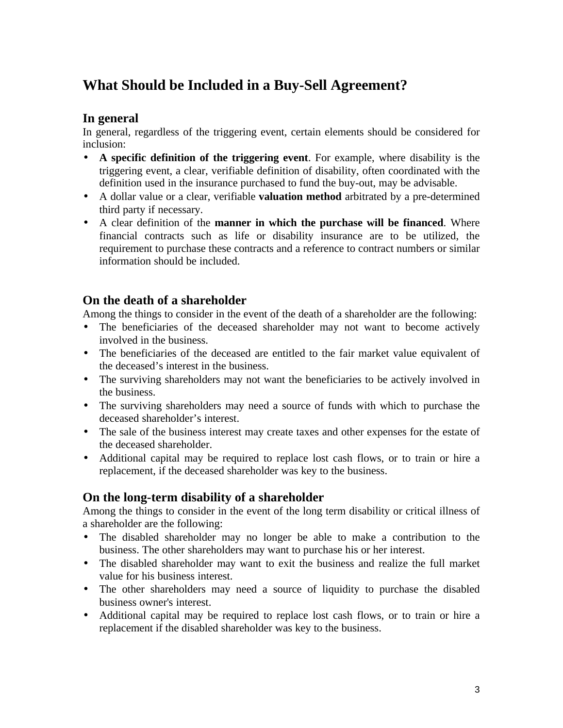# What Should be Included in a Buy-Sell Agreement?

## In general

In general, regardless of the triggering event, certain elements should be considered for inclusion:

- **A specific definition of the triggering event**. For example, where disability is the triggering event, a clear, verifiable definition of disability, often coordinated with the definition used in the insurance purchased to fund the buy-out, may be advisable.
- A dollar value or a clear, verifiable **valuation method** arbitrated by a pre-determined third party if necessary.
- A clear definition of the **manner in which the purchase will be financed**. Where financial contracts such as life or disability insurance are to be utilized, the requirement to purchase these contracts and a reference to contract numbers or similar information should be included.

## On the death of a shareholder

Among the things to consider in the event of the death of a shareholder are the following:

- The beneficiaries of the deceased shareholder may not want to become actively involved in the business.
- The beneficiaries of the deceased are entitled to the fair market value equivalent of the deceased's interest in the business.
- The surviving shareholders may not want the beneficiaries to be actively involved in the business.
- The surviving shareholders may need a source of funds with which to purchase the deceased shareholder's interest.
- The sale of the business interest may create taxes and other expenses for the estate of the deceased shareholder.
- Additional capital may be required to replace lost cash flows, or to train or hire a replacement, if the deceased shareholder was key to the business.

## On the long-term disability of a shareholder

Among the things to consider in the event of the long term disability or critical illness of a shareholder are the following:

- The disabled shareholder may no longer be able to make a contribution to the business. The other shareholders may want to purchase his or her interest.
- The disabled shareholder may want to exit the business and realize the full market value for his business interest.
- The other shareholders may need a source of liquidity to purchase the disabled business owner's interest.
- Additional capital may be required to replace lost cash flows, or to train or hire a replacement if the disabled shareholder was key to the business.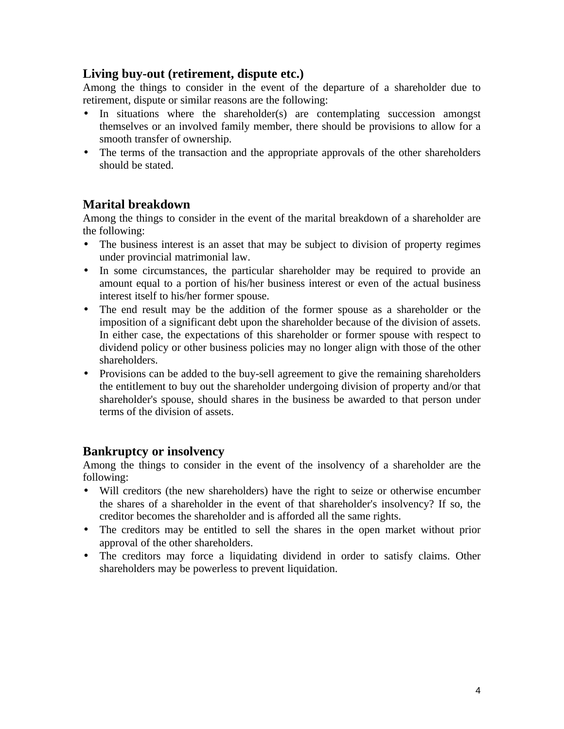### Living buy-out (retirement, dispute etc.)

Among the things to consider in the event of the departure of a shareholder due to retirement, dispute or similar reasons are the following:

- In situations where the shareholder(s) are contemplating succession amongst themselves or an involved family member, there should be provisions to allow for a smooth transfer of ownership.
- The terms of the transaction and the appropriate approvals of the other shareholders should be stated.

### Marital breakdown

Among the things to consider in the event of the marital breakdown of a shareholder are the following:

- The business interest is an asset that may be subject to division of property regimes under provincial matrimonial law.
- In some circumstances, the particular shareholder may be required to provide an amount equal to a portion of his/her business interest or even of the actual business interest itself to his/her former spouse.
- The end result may be the addition of the former spouse as a shareholder or the imposition of a significant debt upon the shareholder because of the division of assets. In either case, the expectations of this shareholder or former spouse with respect to dividend policy or other business policies may no longer align with those of the other shareholders.
- Provisions can be added to the buy-sell agreement to give the remaining shareholders the entitlement to buy out the shareholder undergoing division of property and/or that shareholder's spouse, should shares in the business be awarded to that person under terms of the division of assets.

### Bankruptcy or insolvency

Among the things to consider in the event of the insolvency of a shareholder are the following:

- Will creditors (the new shareholders) have the right to seize or otherwise encumber the shares of a shareholder in the event of that shareholder's insolvency? If so, the creditor becomes the shareholder and is afforded all the same rights.
- The creditors may be entitled to sell the shares in the open market without prior approval of the other shareholders.
- The creditors may force a liquidating dividend in order to satisfy claims. Other shareholders may be powerless to prevent liquidation.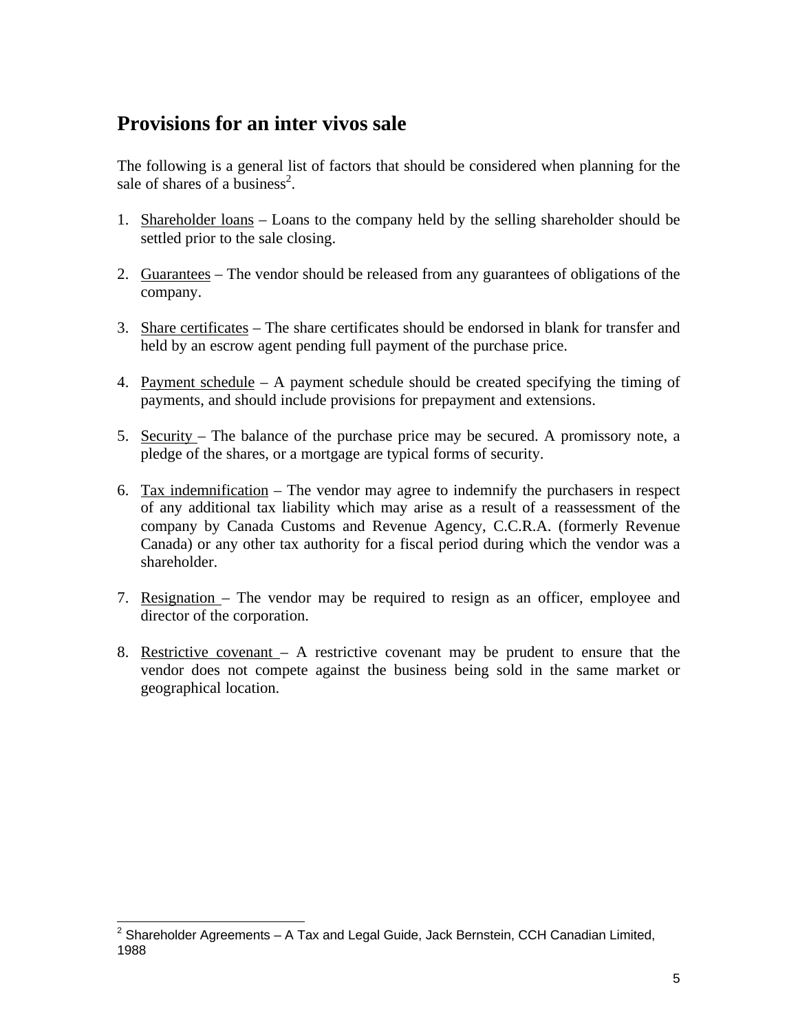## Provisions for an inter vivos sale

The following is a general list of factors that should be considered when planning for the sale of shares of a business[2].

1. Shareholder loans – Loans to the company held by the selling shareholder should be settled prior to the sale closing.

2. Guarantees – The vendor should be released from any guarantees of obligations of the company.

3. Share certificates – The share certificates should be endorsed in blank for transfer and held by an escrow agent pending full payment of the purchase price.

4. Payment schedule – A payment schedule should be created specifying the timing of payments, and should include provisions for prepayment and extensions.

5. Security – The balance of the purchase price may be secured. A promissory note, a pledge of the shares, or a mortgage are typical forms of security.

6. Tax indemnification – The vendor may agree to indemnify the purchasers in respect of any additional tax liability which may arise as a result of a reassessment of the company by Canada Customs and Revenue Agency, C.C.R.A. (formerly Revenue Canada) or any other tax authority for a fiscal period during which the vendor was a shareholder.

7. Resignation – The vendor may be required to resign as an officer, employee and director of the corporation.

8. Restrictive covenant – A restrictive covenant may be prudent to ensure that the vendor does not compete against the business being sold in the same market or geographical location.

[2] Shareholder Agreements – A Tax and Legal Guide, Jack Bernstein, CCH Canadian Limited, 1988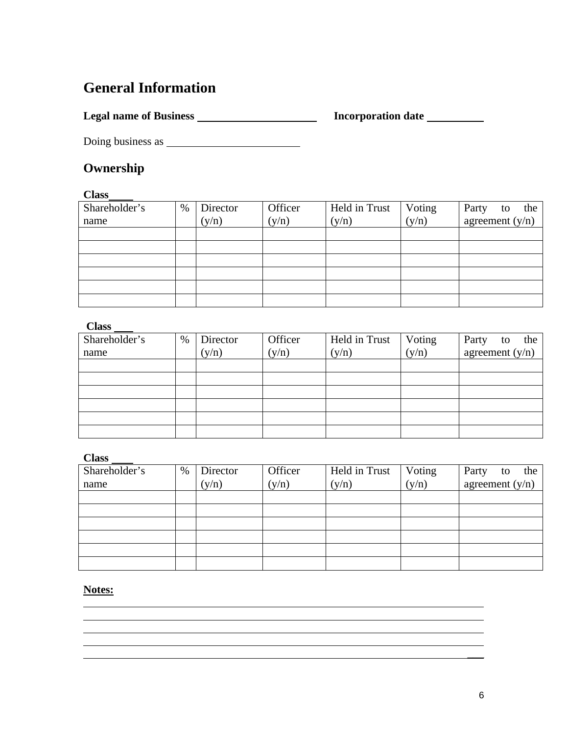## General Information

**Legal name of Business** ______________________ **Incorporation date** __________

Doing business as ________________________

## Ownership

**Class____**

| Shareholder's name | % | Director (y/n) | Officer (y/n) | Held in Trust (y/n) | Voting (y/n) | Party to the agreement (y/n) |
|---|---|---|---|---|---|---|
| | | | | | | |
| | | | | | | |
| | | | | | | |
| | | | | | | |
| | | | | | | |
| | | | | | | |

**Class ___**

| Shareholder's name | % | Director (y/n) | Officer (y/n) | Held in Trust (y/n) | Voting (y/n) | Party to the agreement (y/n) |
|---|---|---|---|---|---|---|
| | | | | | | |
| | | | | | | |
| | | | | | | |
| | | | | | | |
| | | | | | | |
| | | | | | | |

**Class ____**

| Shareholder's name | % | Director (y/n) | Officer (y/n) | Held in Trust (y/n) | Voting (y/n) | Party to the agreement (y/n) |
|---|---|---|---|---|---|---|
| | | | | | | |
| | | | | | | |
| | | | | | | |
| | | | | | | |
| | | | | | | |
| | | | | | | |

**Notes:**

______________________________________________________________________________

______________________________________________________________________________

______________________________________________________________________________

______________________________________________________________________________

______________________________________________________________________________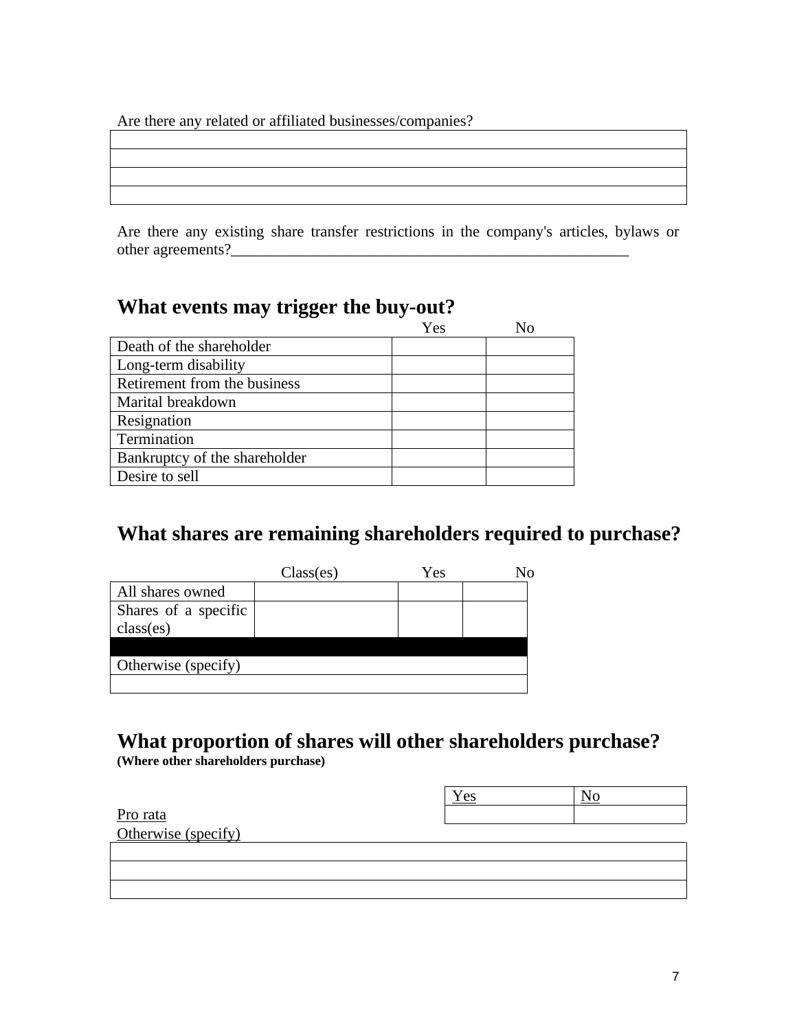Are there any related or affiliated businesses/companies?

| |
|---|
| |
| |
| |
| |

Are there any existing share transfer restrictions in the company's articles, bylaws or other agreements?_____________________________________________________

## What events may trigger the buy-out?

| | Yes | No |
|---|---|---|
| Death of the shareholder | | |
| Long-term disability | | |
| Retirement from the business | | |
| Marital breakdown | | |
| Resignation | | |
| Termination | | |
| Bankruptcy of the shareholder | | |
| Desire to sell | | |

## What shares are remaining shareholders required to purchase?

| | Class(es) | Yes | No |
|---|---|---|---|
| All shares owned | | | |
| Shares of a specific class(es) | | | |
| | | | |
| Otherwise (specify) | | | |
| | | | |

## What proportion of shares will other shareholders purchase?

**(Where other shareholders purchase)**

| | Yes | No |
|---|---|---|
| Pro rata | | |

Otherwise (specify)

| |
|---|
| |
| |
| |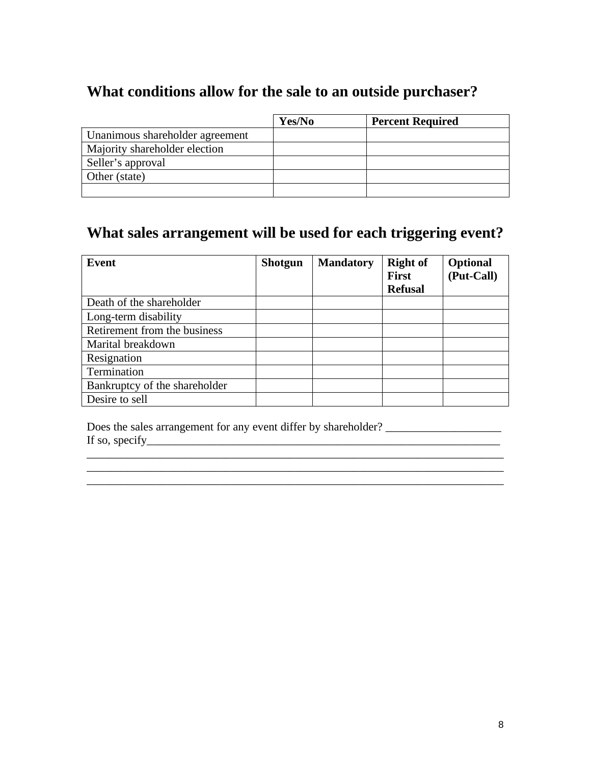## What conditions allow for the sale to an outside purchaser?

| | Yes/No | Percent Required |
|---|---|---|
| Unanimous shareholder agreement | | |
| Majority shareholder election | | |
| Seller's approval | | |
| Other (state) | | |
| | | |

## What sales arrangement will be used for each triggering event?

| Event | Shotgun | Mandatory | Right of First Refusal | Optional (Put-Call) |
|---|---|---|---|---|
| Death of the shareholder | | | | |
| Long-term disability | | | | |
| Retirement from the business | | | | |
| Marital breakdown | | | | |
| Resignation | | | | |
| Termination | | | | |
| Bankruptcy of the shareholder | | | | |
| Desire to sell | | | | |

Does the sales arrangement for any event differ by shareholder? ____________________
If so, specify_________________________________________________________________
______________________________________________________________________________
______________________________________________________________________________
______________________________________________________________________________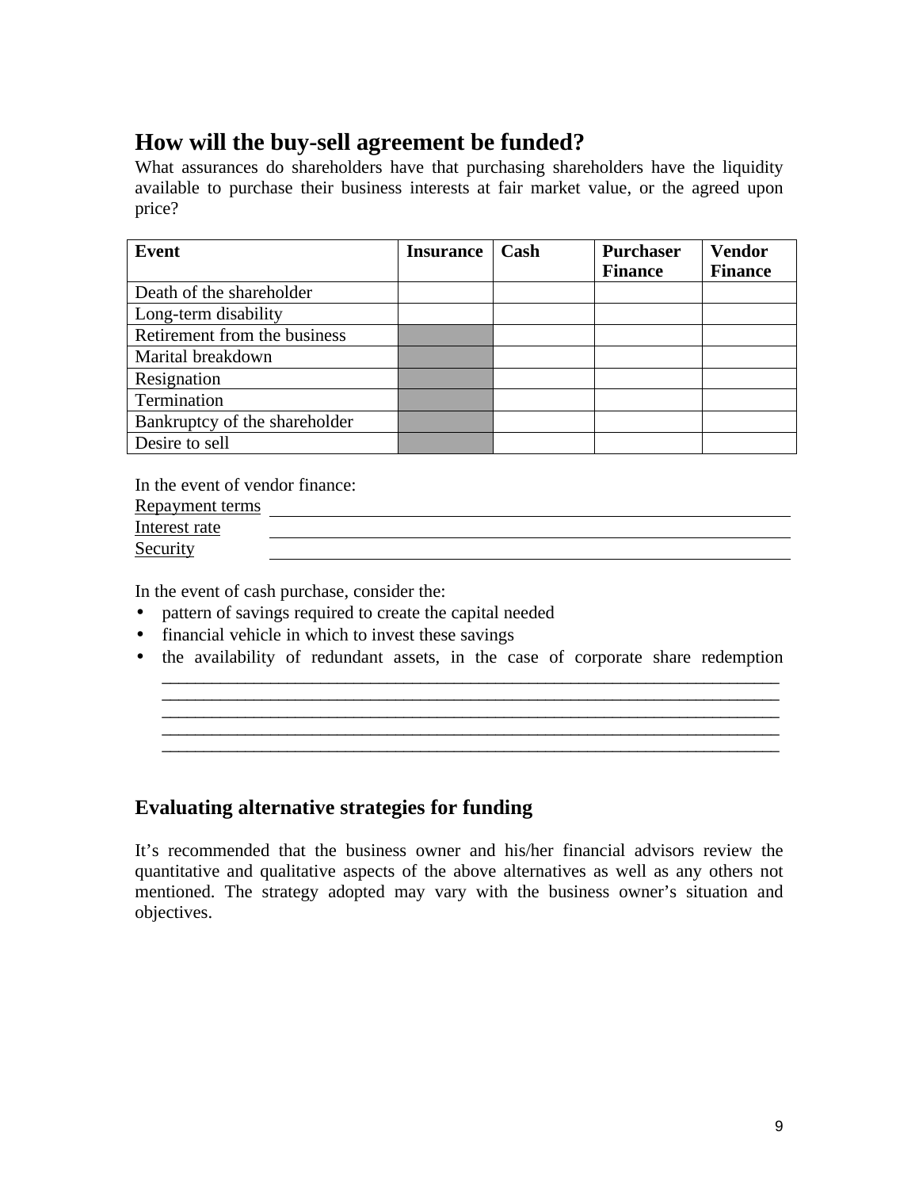## How will the buy-sell agreement be funded?

What assurances do shareholders have that purchasing shareholders have the liquidity available to purchase their business interests at fair market value, or the agreed upon price?

| Event | Insurance | Cash | Purchaser Finance | Vendor Finance |
|---|---|---|---|---|
| Death of the shareholder | | | | |
| Long-term disability | | | | |
| Retirement from the business | | | | |
| Marital breakdown | | | | |
| Resignation | | | | |
| Termination | | | | |
| Bankruptcy of the shareholder | | | | |
| Desire to sell | | | | |

In the event of vendor finance:

Repayment terms ______________________________________________

Interest rate ______________________________________________

Security ______________________________________________

In the event of cash purchase, consider the:

- pattern of savings required to create the capital needed
- financial vehicle in which to invest these savings
- the availability of redundant assets, in the case of corporate share redemption
  ______________________________________________________________________
  ______________________________________________________________________
  ______________________________________________________________________
  ______________________________________________________________________
  ______________________________________________________________________

### Evaluating alternative strategies for funding

It's recommended that the business owner and his/her financial advisors review the quantitative and qualitative aspects of the above alternatives as well as any others not mentioned. The strategy adopted may vary with the business owner's situation and objectives.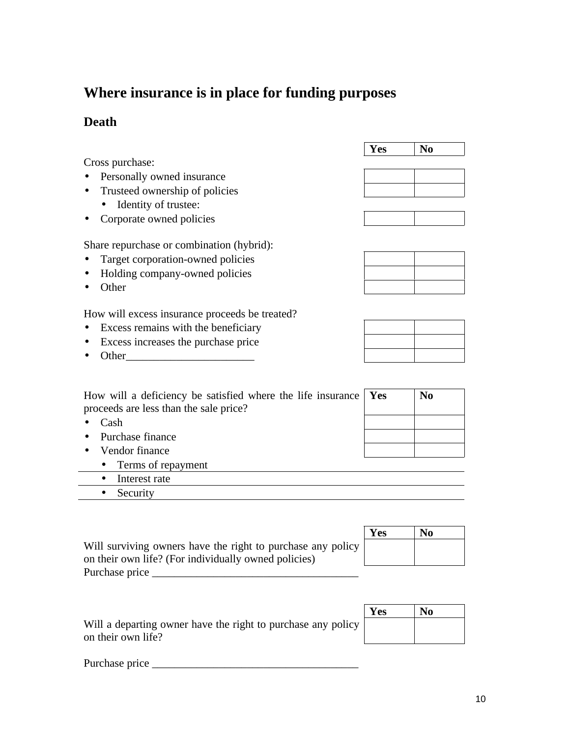# Where insurance is in place for funding purposes

## Death

| | Yes | No |
|---|---|---|
| Cross purchase: | | |
| • Personally owned insurance | | |
| • Trusteed ownership of policies | | |
|     • Identity of trustee: | | |
| • Corporate owned policies | | |
| Share repurchase or combination (hybrid): | | |
| • Target corporation-owned policies | | |
| • Holding company-owned policies | | |
| • Other | | |
| How will excess insurance proceeds be treated? | | |
| • Excess remains with the beneficiary | | |
| • Excess increases the purchase price | | |
| • Other_______________________ | | |

| How will a deficiency be satisfied where the life insurance proceeds are less than the sale price? | Yes | No |
|---|---|---|
| • Cash | | |
| • Purchase finance | | |
| • Vendor finance | | |

- Terms of repayment ____________________
- Interest rate ____________________
- Security ____________________

| | Yes | No |
|---|---|---|
| Will surviving owners have the right to purchase any policy on their own life? (For individually owned policies) | | |

Purchase price _____________________________________

| | Yes | No |
|---|---|---|
| Will a departing owner have the right to purchase any policy on their own life? | | |

Purchase price _____________________________________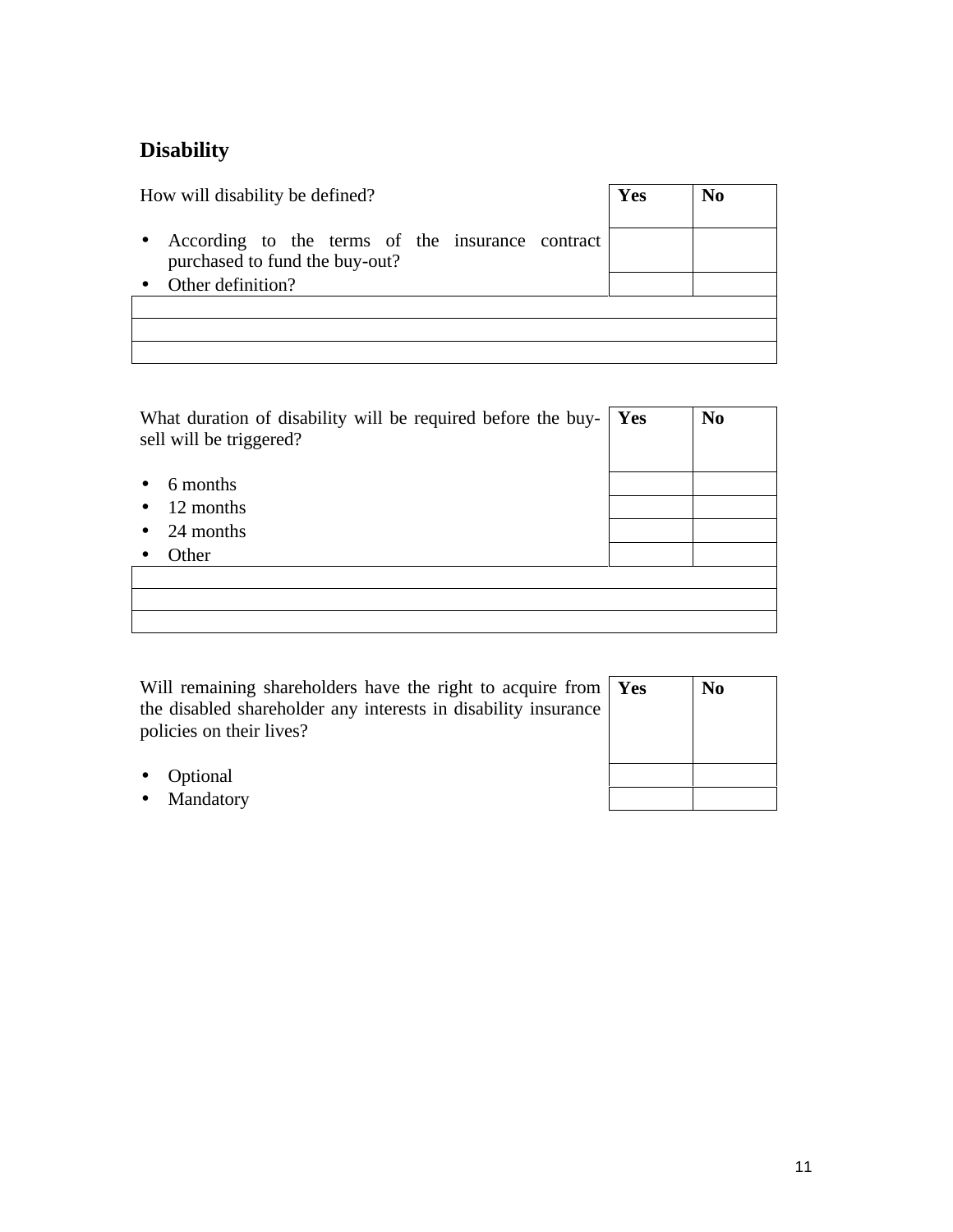## Disability

| How will disability be defined? | Yes | No |
|---|---|---|
| • According to the terms of the insurance contract purchased to fund the buy-out? | | |
| • Other definition? | | |
| | | |
| | | |
| | | |

| What duration of disability will be required before the buy-sell will be triggered? | Yes | No |
|---|---|---|
| • 6 months | | |
| • 12 months | | |
| • 24 months | | |
| • Other | | |
| | | |
| | | |
| | | |

| Will remaining shareholders have the right to acquire from the disabled shareholder any interests in disability insurance policies on their lives? | Yes | No |
|---|---|---|
| • Optional | | |
| • Mandatory | | |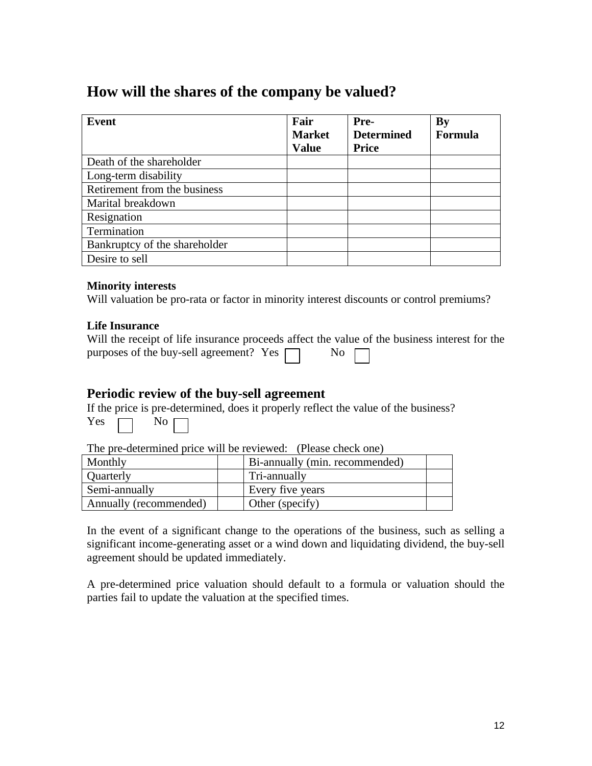# How will the shares of the company be valued?

| Event | Fair Market Value | Pre-Determined Price | By Formula |
|---|---|---|---|
| Death of the shareholder | | | |
| Long-term disability | | | |
| Retirement from the business | | | |
| Marital breakdown | | | |
| Resignation | | | |
| Termination | | | |
| Bankruptcy of the shareholder | | | |
| Desire to sell | | | |

**Minority interests**
Will valuation be pro-rata or factor in minority interest discounts or control premiums?

**Life Insurance**
Will the receipt of life insurance proceeds affect the value of the business interest for the purposes of the buy-sell agreement? Yes ☐ No ☐

## Periodic review of the buy-sell agreement

If the price is pre-determined, does it properly reflect the value of the business?
Yes ☐ No ☐

The pre-determined price will be reviewed: (Please check one)

| | | | |
|---|---|---|---|
| Monthly | | Bi-annually (min. recommended) | |
| Quarterly | | Tri-annually | |
| Semi-annually | | Every five years | |
| Annually (recommended) | | Other (specify) | |

In the event of a significant change to the operations of the business, such as selling a significant income-generating asset or a wind down and liquidating dividend, the buy-sell agreement should be updated immediately.

A pre-determined price valuation should default to a formula or valuation should the parties fail to update the valuation at the specified times.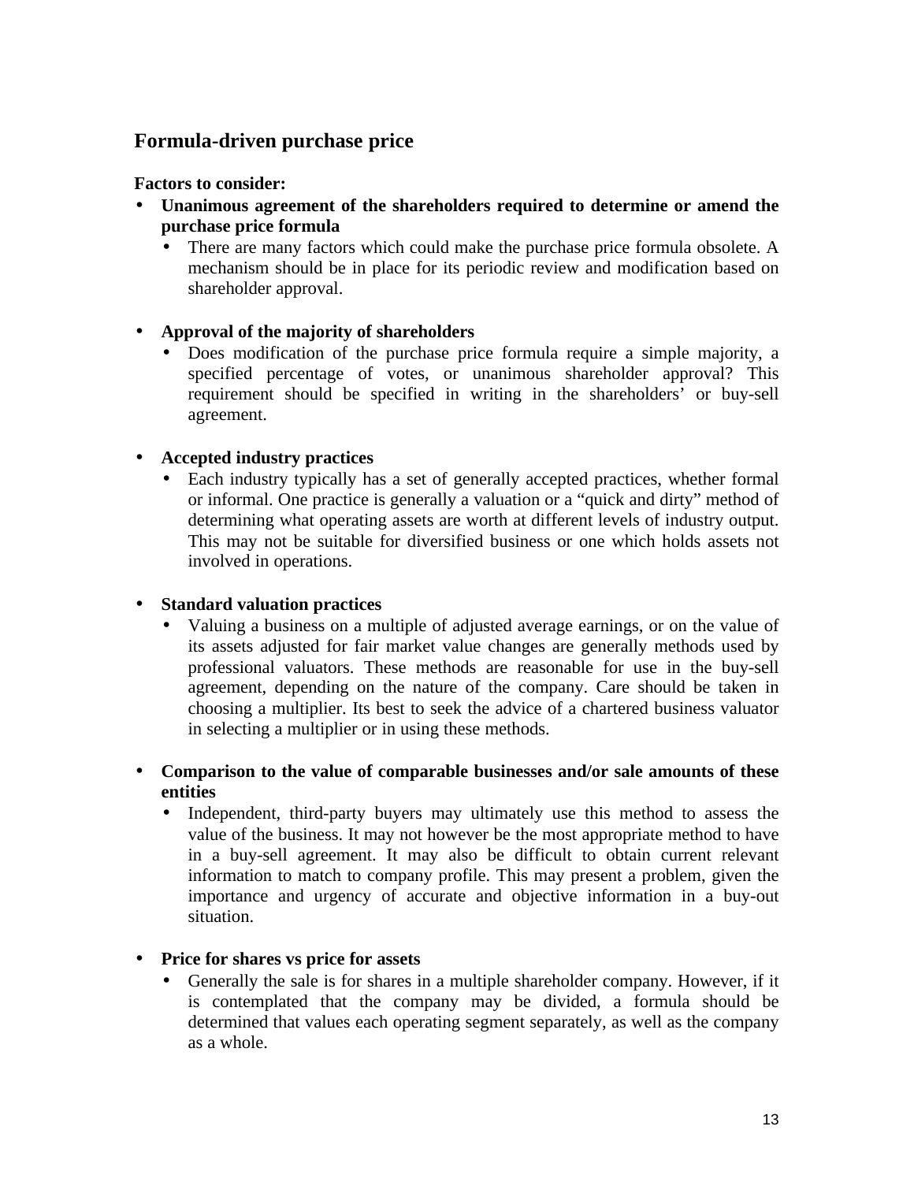## Formula-driven purchase price

**Factors to consider:**

- **Unanimous agreement of the shareholders required to determine or amend the purchase price formula**
  - There are many factors which could make the purchase price formula obsolete. A mechanism should be in place for its periodic review and modification based on shareholder approval.

- **Approval of the majority of shareholders**
  - Does modification of the purchase price formula require a simple majority, a specified percentage of votes, or unanimous shareholder approval? This requirement should be specified in writing in the shareholders' or buy-sell agreement.

- **Accepted industry practices**
  - Each industry typically has a set of generally accepted practices, whether formal or informal. One practice is generally a valuation or a "quick and dirty" method of determining what operating assets are worth at different levels of industry output. This may not be suitable for diversified business or one which holds assets not involved in operations.

- **Standard valuation practices**
  - Valuing a business on a multiple of adjusted average earnings, or on the value of its assets adjusted for fair market value changes are generally methods used by professional valuators. These methods are reasonable for use in the buy-sell agreement, depending on the nature of the company. Care should be taken in choosing a multiplier. Its best to seek the advice of a chartered business valuator in selecting a multiplier or in using these methods.

- **Comparison to the value of comparable businesses and/or sale amounts of these entities**
  - Independent, third-party buyers may ultimately use this method to assess the value of the business. It may not however be the most appropriate method to have in a buy-sell agreement. It may also be difficult to obtain current relevant information to match to company profile. This may present a problem, given the importance and urgency of accurate and objective information in a buy-out situation.

- **Price for shares vs price for assets**
  - Generally the sale is for shares in a multiple shareholder company. However, if it is contemplated that the company may be divided, a formula should be determined that values each operating segment separately, as well as the company as a whole.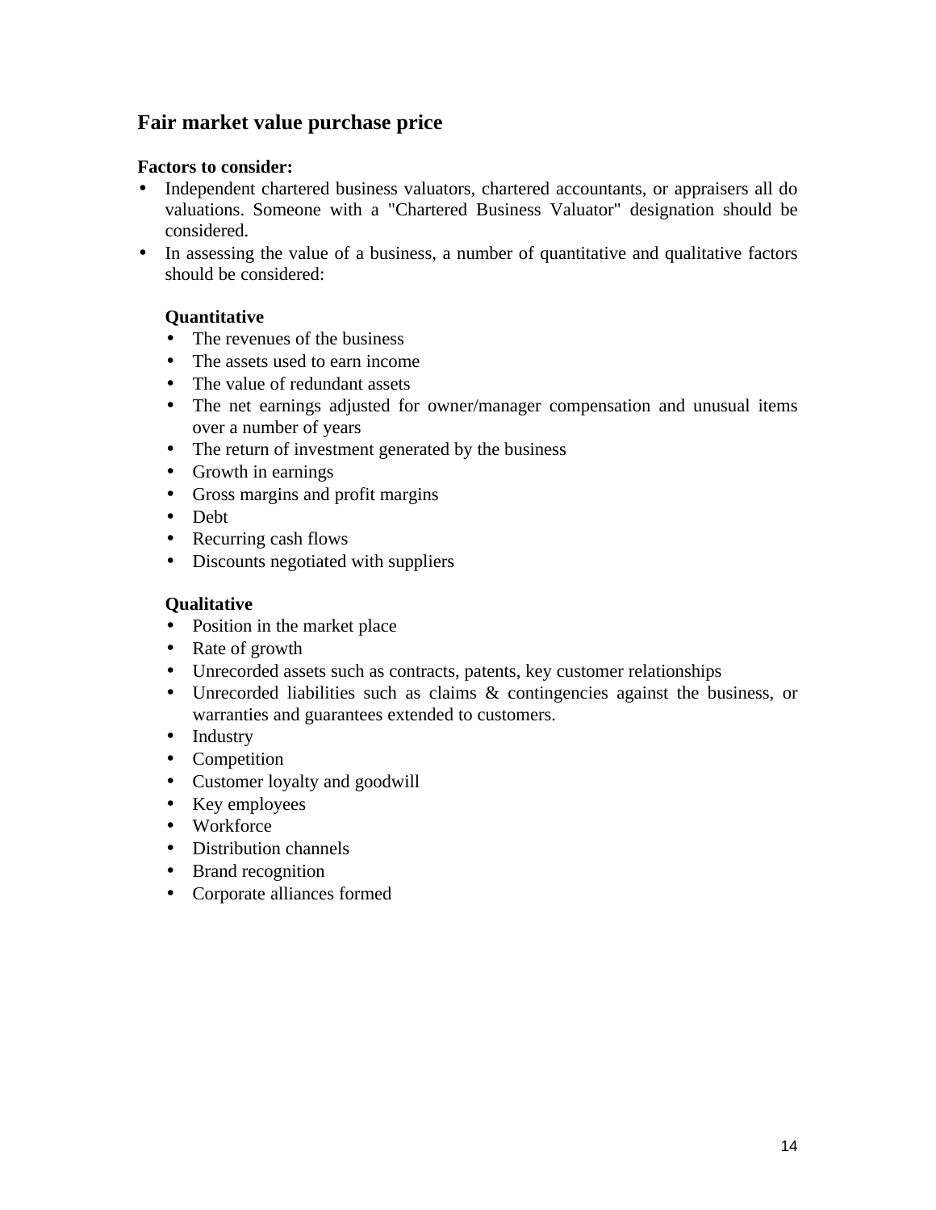## Fair market value purchase price

**Factors to consider:**

- Independent chartered business valuators, chartered accountants, or appraisers all do valuations. Someone with a "Chartered Business Valuator" designation should be considered.
- In assessing the value of a business, a number of quantitative and qualitative factors should be considered:

  **Quantitative**
  - The revenues of the business
  - The assets used to earn income
  - The value of redundant assets
  - The net earnings adjusted for owner/manager compensation and unusual items over a number of years
  - The return of investment generated by the business
  - Growth in earnings
  - Gross margins and profit margins
  - Debt
  - Recurring cash flows
  - Discounts negotiated with suppliers

  **Qualitative**
  - Position in the market place
  - Rate of growth
  - Unrecorded assets such as contracts, patents, key customer relationships
  - Unrecorded liabilities such as claims & contingencies against the business, or warranties and guarantees extended to customers.
  - Industry
  - Competition
  - Customer loyalty and goodwill
  - Key employees
  - Workforce
  - Distribution channels
  - Brand recognition
  - Corporate alliances formed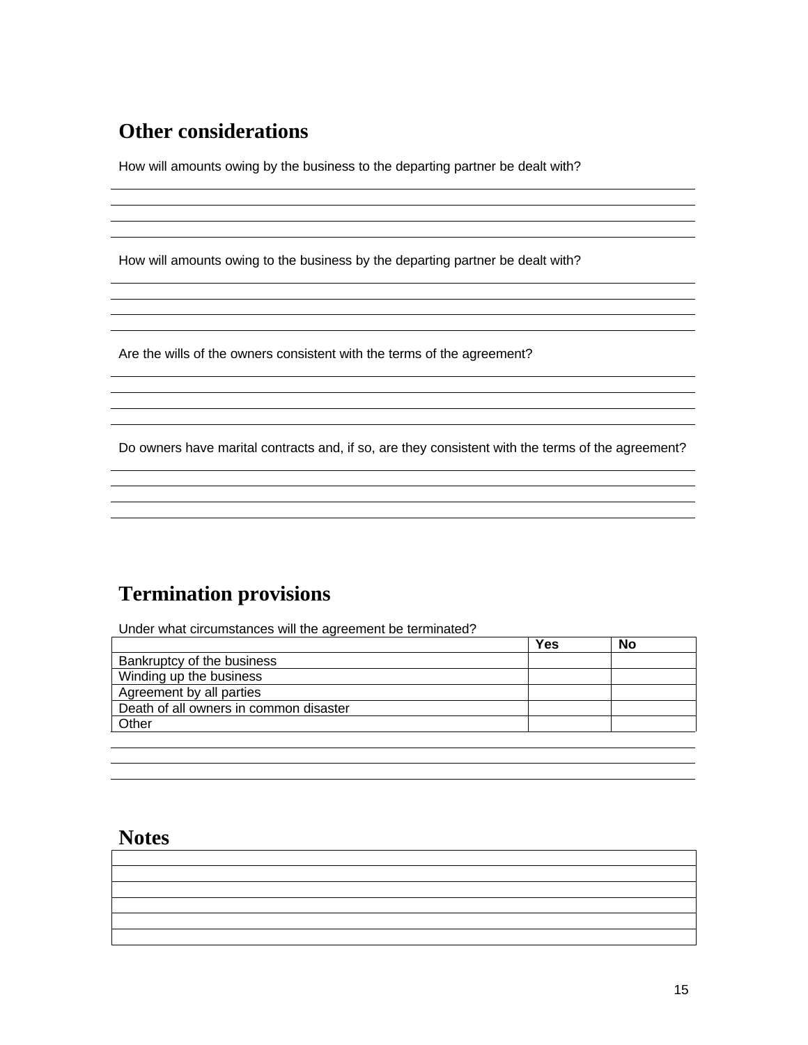## Other considerations

How will amounts owing by the business to the departing partner be dealt with?

How will amounts owing to the business by the departing partner be dealt with?

Are the wills of the owners consistent with the terms of the agreement?

Do owners have marital contracts and, if so, are they consistent with the terms of the agreement?

## Termination provisions

Under what circumstances will the agreement be terminated?

| | Yes | No |
|---|---|---|
| Bankruptcy of the business | | |
| Winding up the business | | |
| Agreement by all parties | | |
| Death of all owners in common disaster | | |
| Other | | |

## Notes

| |
|---|
| |
| |
| |
| |
| |